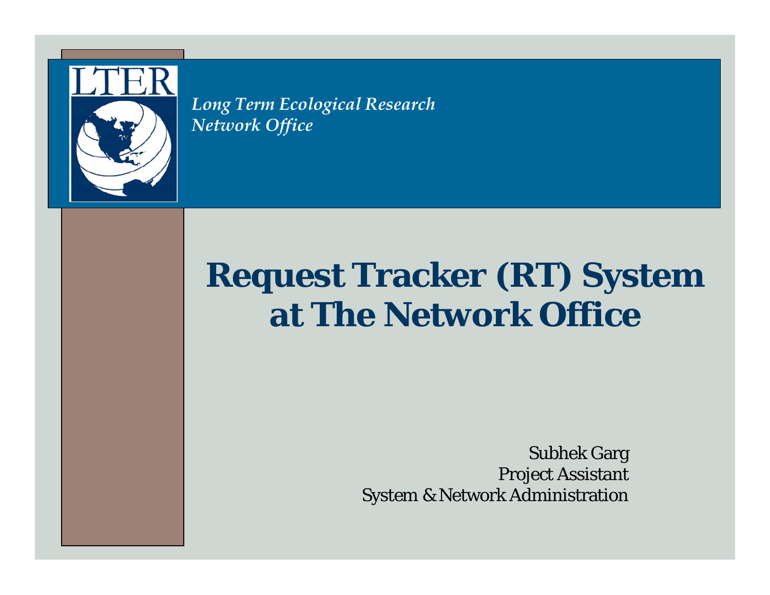LTER

*Long Term Ecological Research*
*Network Office*

# Request Tracker (RT) System at The Network Office

Subhek Garg
Project Assistant
System & Network Administration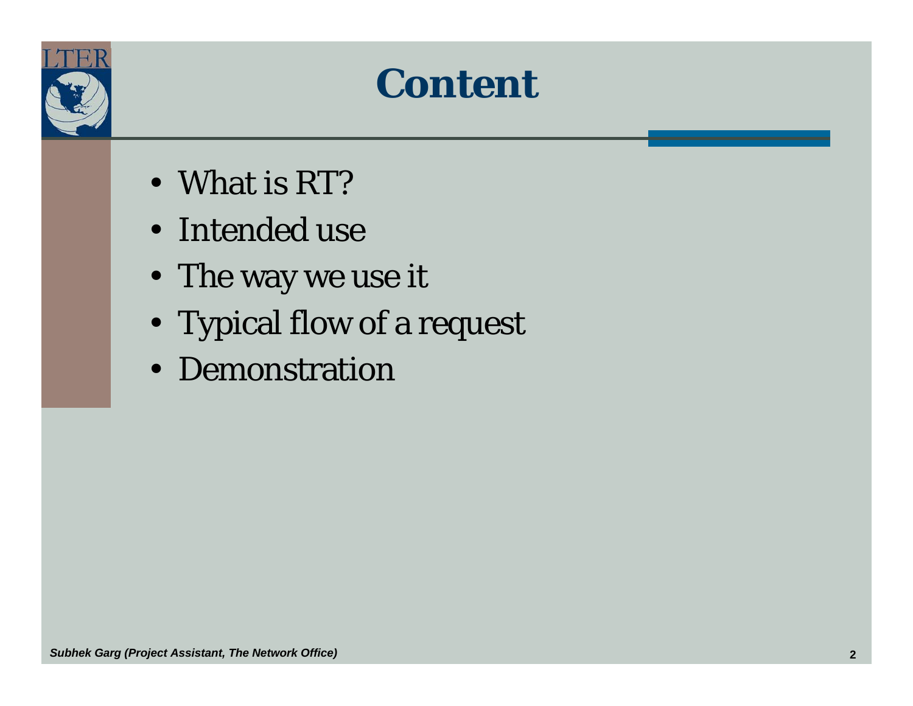# Content

- What is RT?
- Intended use
- The way we use it
- Typical flow of a request
- Demonstration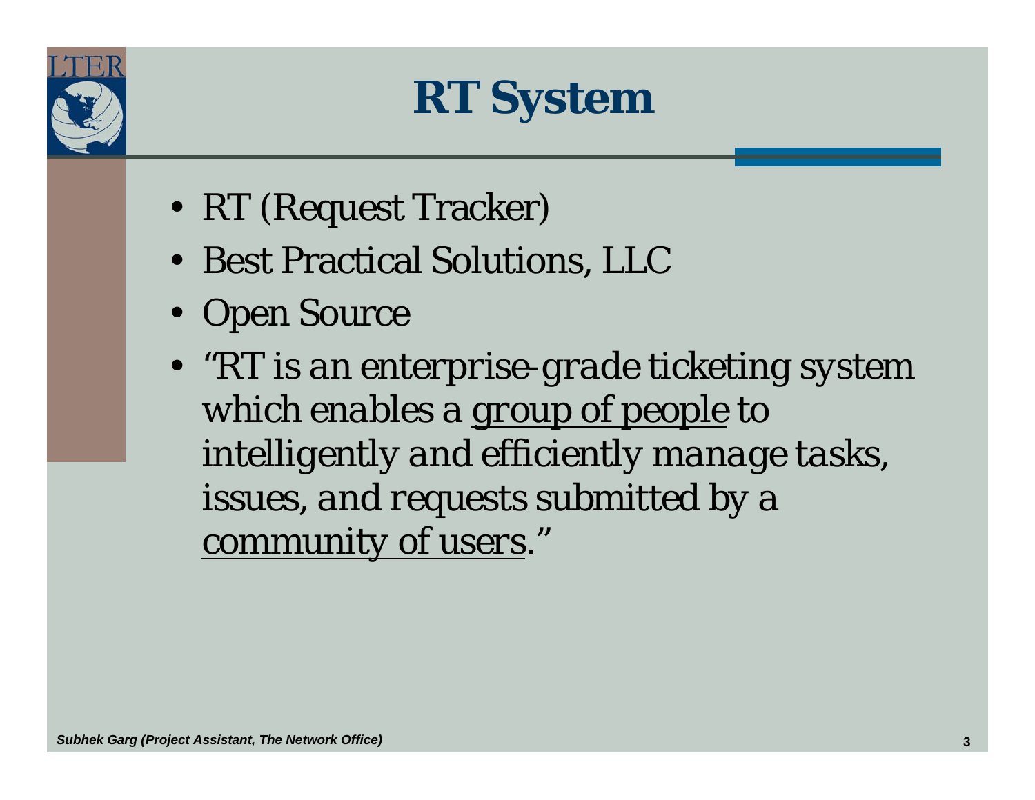# RT System

- RT (Request Tracker)
- Best Practical Solutions, LLC
- Open Source
- *"RT is an enterprise-grade ticketing system which enables a group of people to intelligently and efficiently manage tasks, issues, and requests submitted by a community of users."*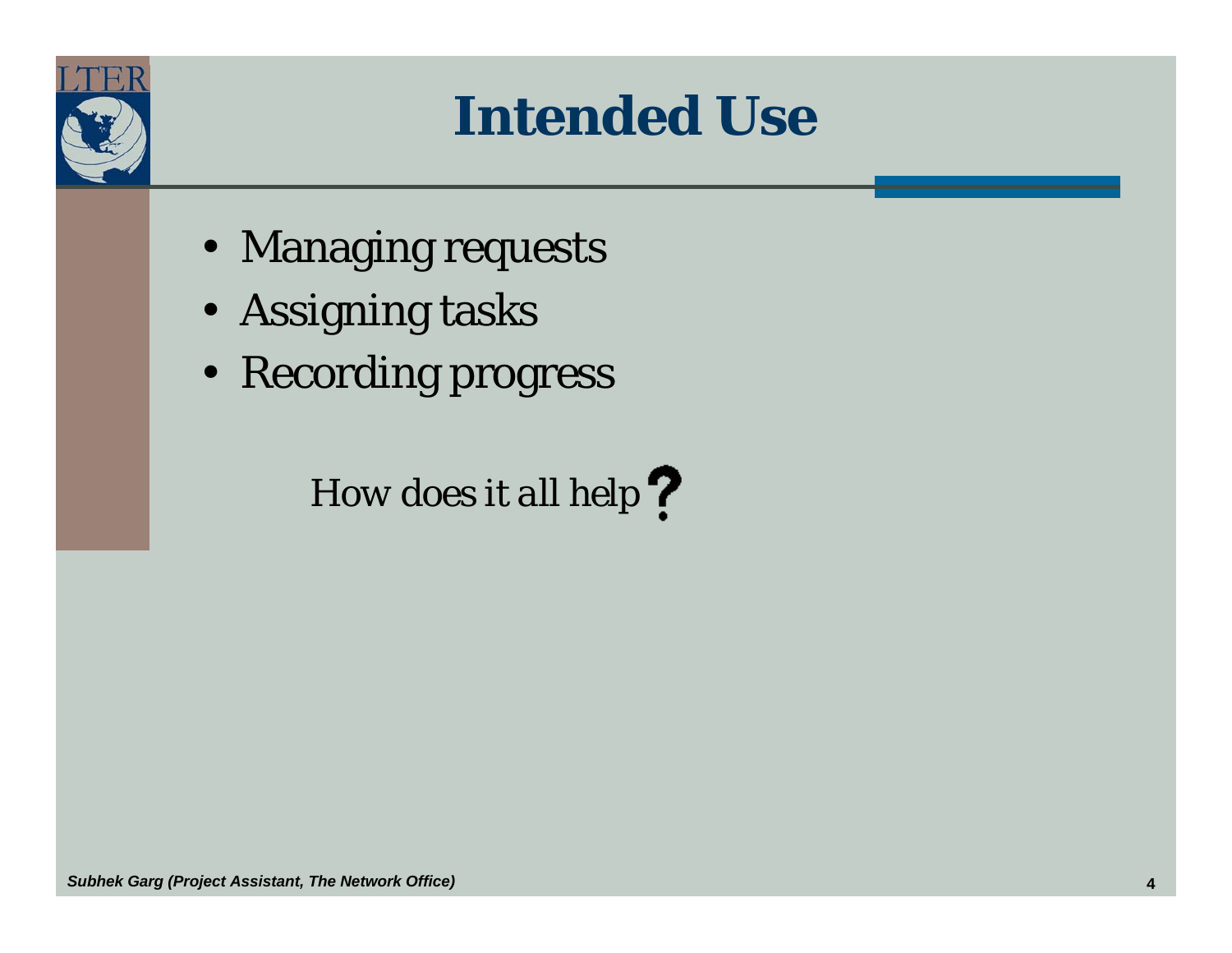# Intended Use

- Managing requests
- Assigning tasks
- Recording progress

*How does it all help?*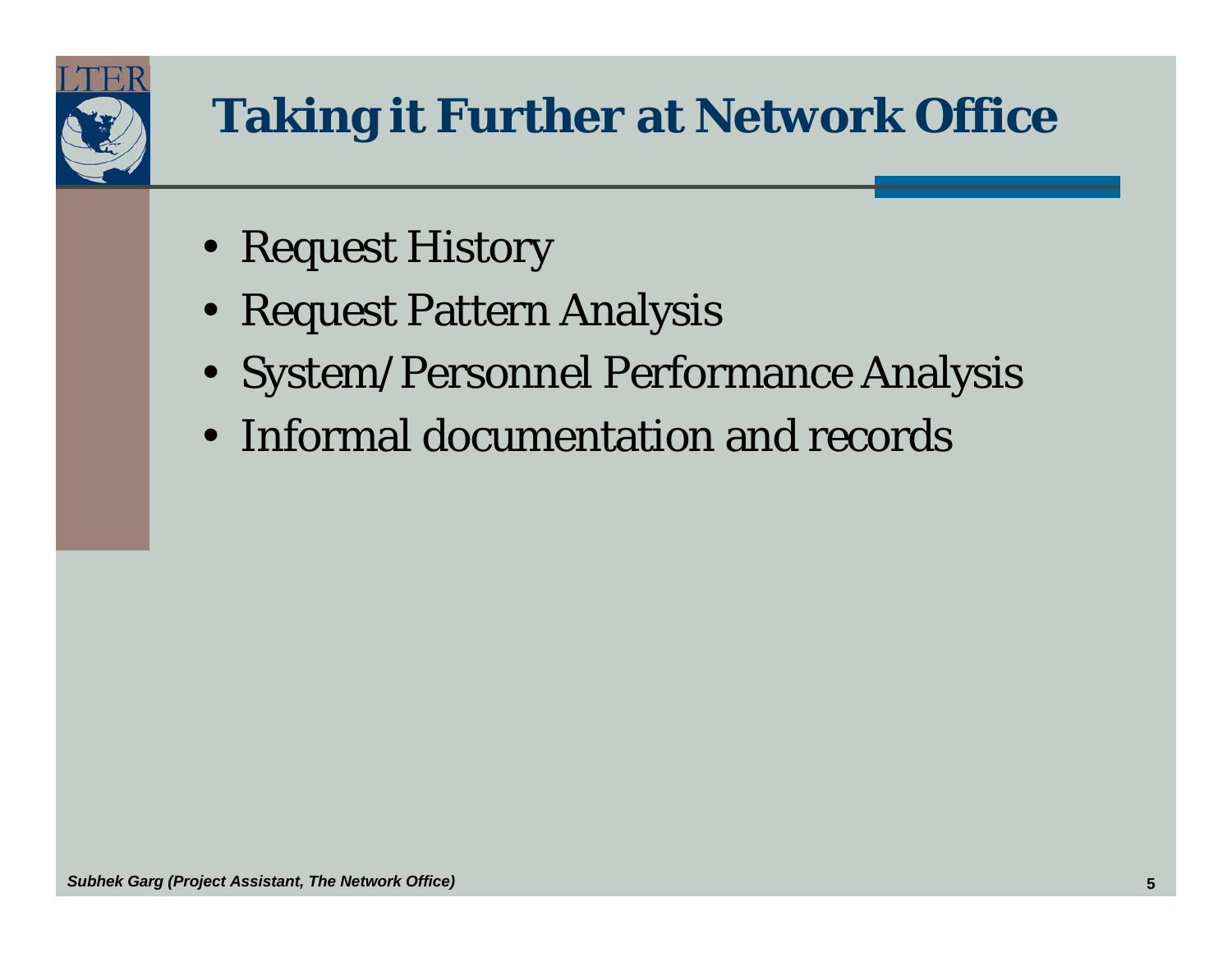# Taking it Further at Network Office

- Request History
- Request Pattern Analysis
- System/Personnel Performance Analysis
- Informal documentation and records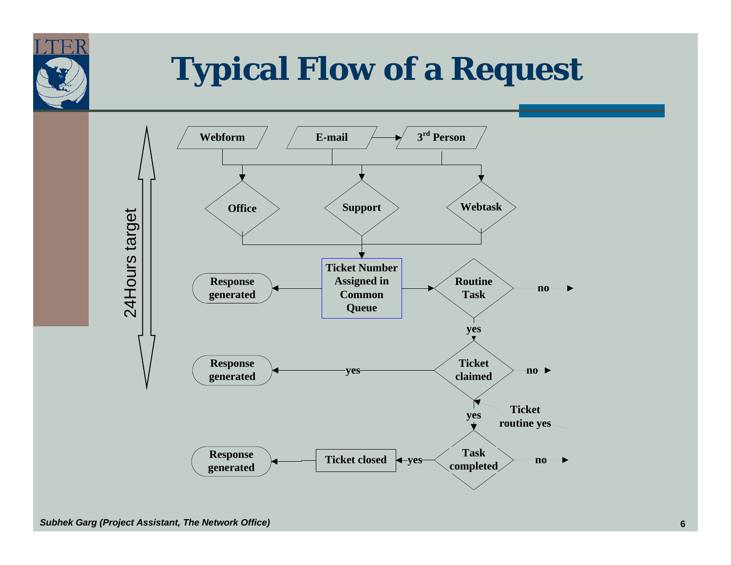# Typical Flow of a Request

24Hours target

Webform

E-mail

3rd Person

Office

Support

Webtask

Ticket Number Assigned in Common Queue

Response generated

Routine Task

no

yes

Response generated

yes

Ticket claimed

no

yes

Ticket routine yes

Response generated

Ticket closed

yes

Task completed

no

*Subhek Garg (Project Assistant, The Network Office)*